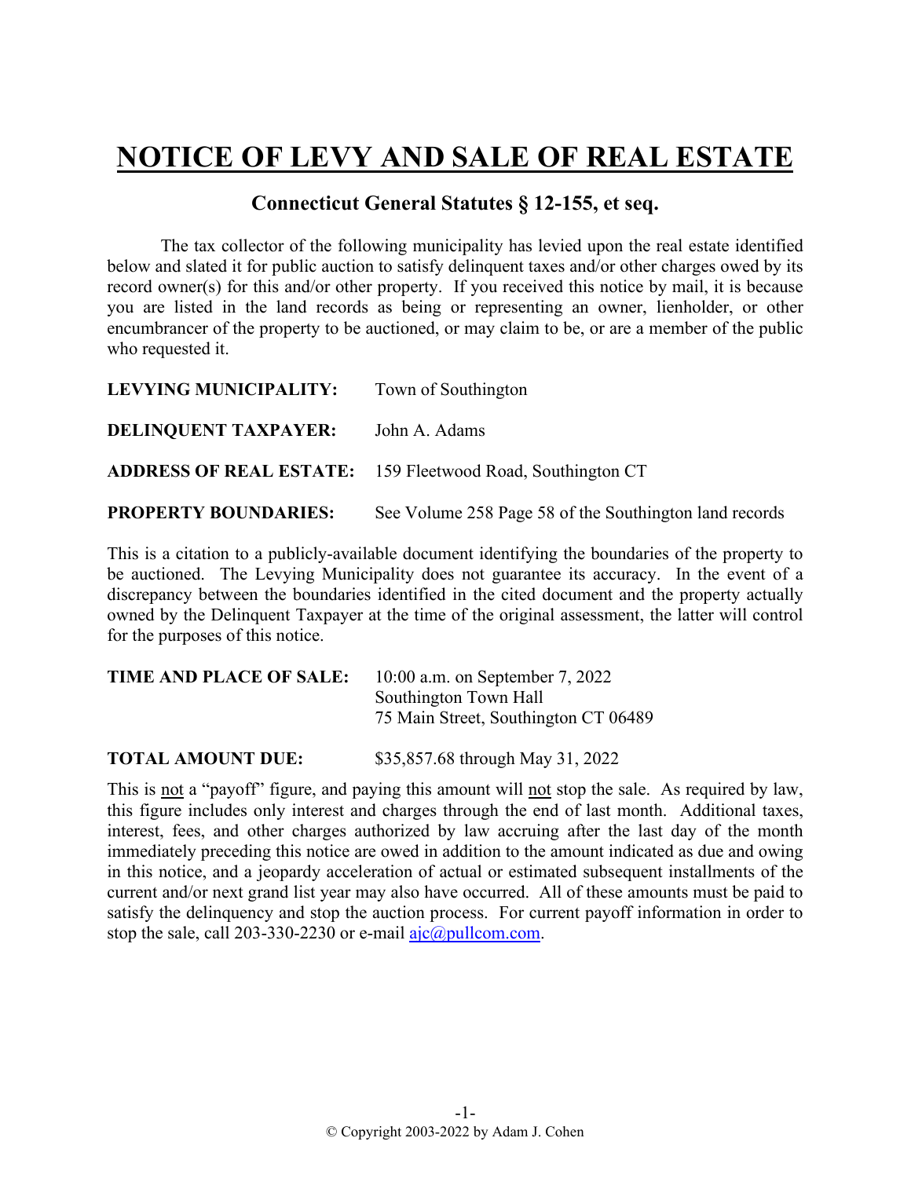# NOTICE OF LEVY AND SALE OF REAL ESTATE

## Connecticut General Statutes § 12-155, et seq.

The tax collector of the following municipality has levied upon the real estate identified below and slated it for public auction to satisfy delinquent taxes and/or other charges owed by its record owner(s) for this and/or other property. If you received this notice by mail, it is because you are listed in the land records as being or representing an owner, lienholder, or other encumbrancer of the property to be auctioned, or may claim to be, or are a member of the public who requested it.

**LEVYING MUNICIPALITY:** Town of Southington

**DELINQUENT TAXPAYER:** John A. Adams

**ADDRESS OF REAL ESTATE:** 159 Fleetwood Road, Southington CT

**PROPERTY BOUNDARIES:** See Volume 258 Page 58 of the Southington land records

This is a citation to a publicly-available document identifying the boundaries of the property to be auctioned. The Levying Municipality does not guarantee its accuracy. In the event of a discrepancy between the boundaries identified in the cited document and the property actually owned by the Delinquent Taxpayer at the time of the original assessment, the latter will control for the purposes of this notice.

**TIME AND PLACE OF SALE:** 10:00 a.m. on September 7, 2022
Southington Town Hall
75 Main Street, Southington CT 06489

**TOTAL AMOUNT DUE:** $35,857.68 through May 31, 2022

This is not a "payoff" figure, and paying this amount will not stop the sale. As required by law, this figure includes only interest and charges through the end of last month. Additional taxes, interest, fees, and other charges authorized by law accruing after the last day of the month immediately preceding this notice are owed in addition to the amount indicated as due and owing in this notice, and a jeopardy acceleration of actual or estimated subsequent installments of the current and/or next grand list year may also have occurred. All of these amounts must be paid to satisfy the delinquency and stop the auction process. For current payoff information in order to stop the sale, call 203-330-2230 or e-mail ajc@pullcom.com.

© Copyright 2003-2022 by Adam J. Cohen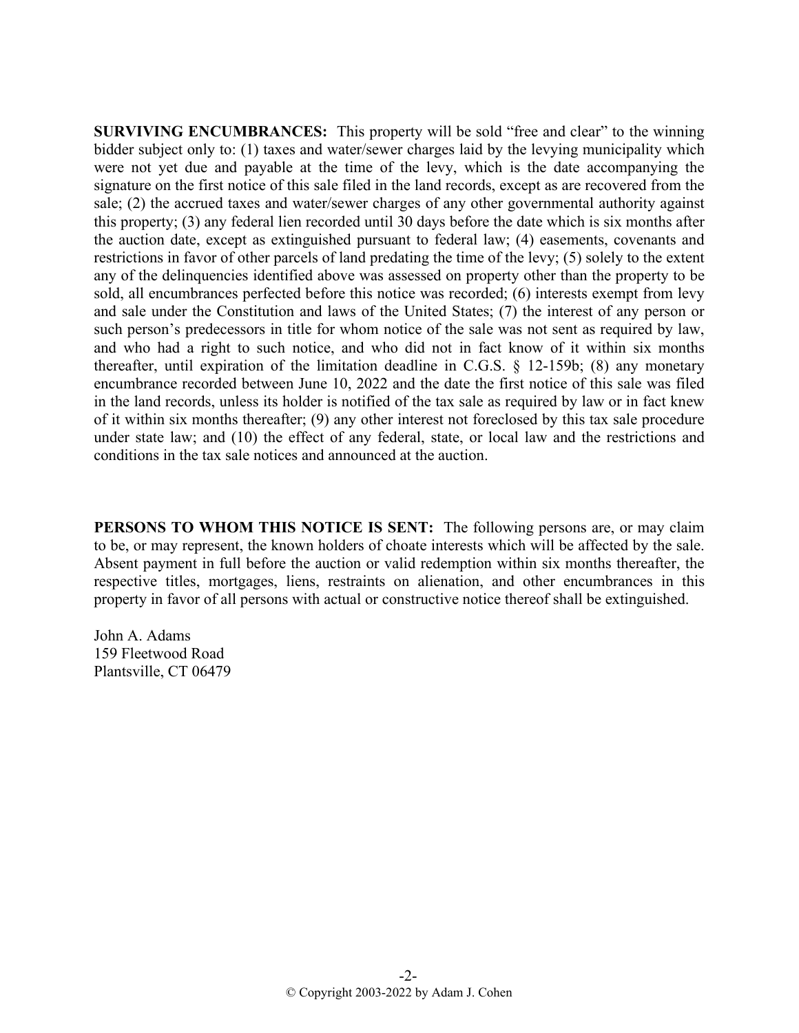**SURVIVING ENCUMBRANCES:** This property will be sold "free and clear" to the winning bidder subject only to: (1) taxes and water/sewer charges laid by the levying municipality which were not yet due and payable at the time of the levy, which is the date accompanying the signature on the first notice of this sale filed in the land records, except as are recovered from the sale; (2) the accrued taxes and water/sewer charges of any other governmental authority against this property; (3) any federal lien recorded until 30 days before the date which is six months after the auction date, except as extinguished pursuant to federal law; (4) easements, covenants and restrictions in favor of other parcels of land predating the time of the levy; (5) solely to the extent any of the delinquencies identified above was assessed on property other than the property to be sold, all encumbrances perfected before this notice was recorded; (6) interests exempt from levy and sale under the Constitution and laws of the United States; (7) the interest of any person or such person's predecessors in title for whom notice of the sale was not sent as required by law, and who had a right to such notice, and who did not in fact know of it within six months thereafter, until expiration of the limitation deadline in C.G.S. § 12-159b; (8) any monetary encumbrance recorded between June 10, 2022 and the date the first notice of this sale was filed in the land records, unless its holder is notified of the tax sale as required by law or in fact knew of it within six months thereafter; (9) any other interest not foreclosed by this tax sale procedure under state law; and (10) the effect of any federal, state, or local law and the restrictions and conditions in the tax sale notices and announced at the auction.

**PERSONS TO WHOM THIS NOTICE IS SENT:** The following persons are, or may claim to be, or may represent, the known holders of choate interests which will be affected by the sale. Absent payment in full before the auction or valid redemption within six months thereafter, the respective titles, mortgages, liens, restraints on alienation, and other encumbrances in this property in favor of all persons with actual or constructive notice thereof shall be extinguished.

John A. Adams
159 Fleetwood Road
Plantsville, CT 06479

© Copyright 2003-2022 by Adam J. Cohen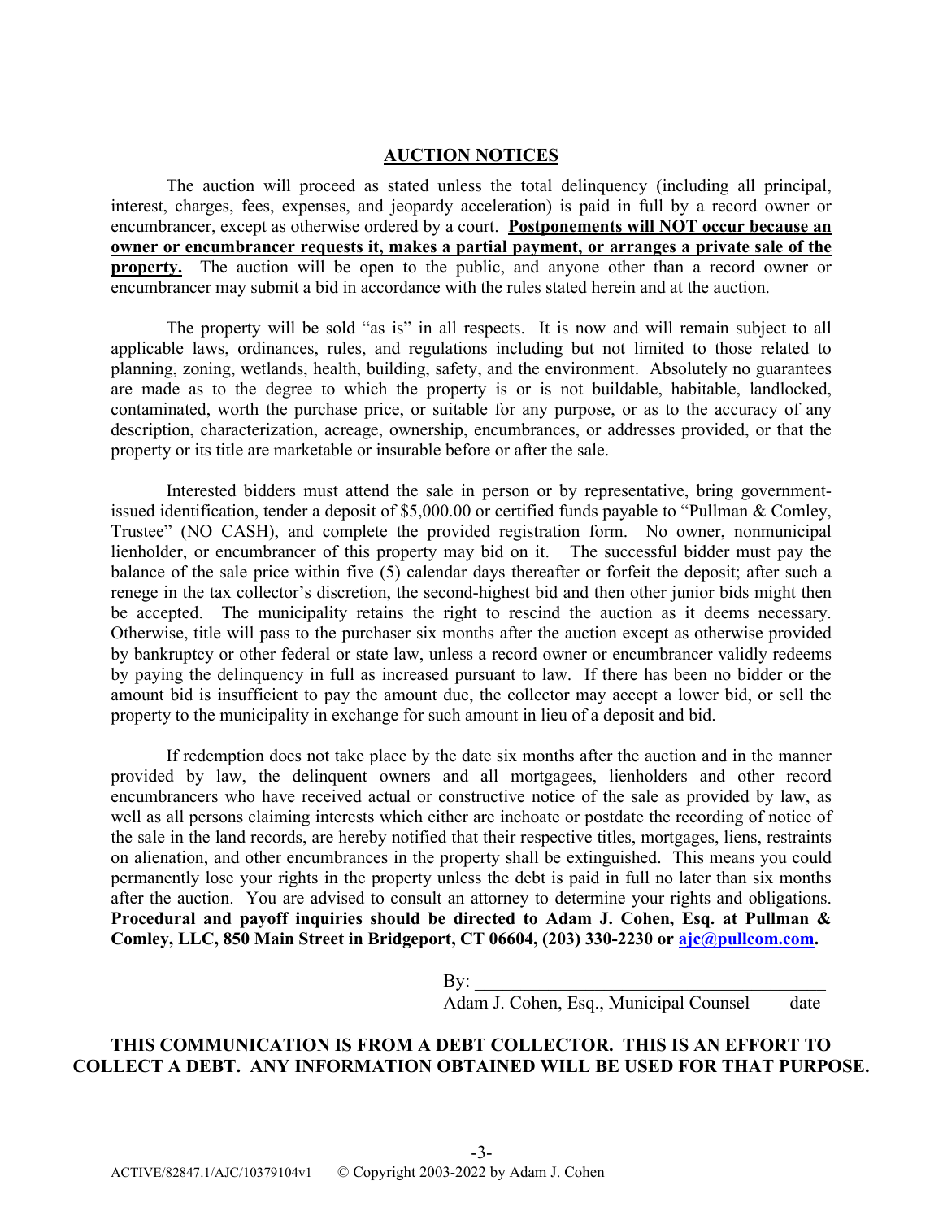## AUCTION NOTICES

The auction will proceed as stated unless the total delinquency (including all principal, interest, charges, fees, expenses, and jeopardy acceleration) is paid in full by a record owner or encumbrancer, except as otherwise ordered by a court. **Postponements will NOT occur because an owner or encumbrancer requests it, makes a partial payment, or arranges a private sale of the property.** The auction will be open to the public, and anyone other than a record owner or encumbrancer may submit a bid in accordance with the rules stated herein and at the auction.

The property will be sold "as is" in all respects. It is now and will remain subject to all applicable laws, ordinances, rules, and regulations including but not limited to those related to planning, zoning, wetlands, health, building, safety, and the environment. Absolutely no guarantees are made as to the degree to which the property is or is not buildable, habitable, landlocked, contaminated, worth the purchase price, or suitable for any purpose, or as to the accuracy of any description, characterization, acreage, ownership, encumbrances, or addresses provided, or that the property or its title are marketable or insurable before or after the sale.

Interested bidders must attend the sale in person or by representative, bring government-issued identification, tender a deposit of $5,000.00 or certified funds payable to "Pullman & Comley, Trustee" (NO CASH), and complete the provided registration form. No owner, nonmunicipal lienholder, or encumbrancer of this property may bid on it. The successful bidder must pay the balance of the sale price within five (5) calendar days thereafter or forfeit the deposit; after such a renege in the tax collector's discretion, the second-highest bid and then other junior bids might then be accepted. The municipality retains the right to rescind the auction as it deems necessary. Otherwise, title will pass to the purchaser six months after the auction except as otherwise provided by bankruptcy or other federal or state law, unless a record owner or encumbrancer validly redeems by paying the delinquency in full as increased pursuant to law. If there has been no bidder or the amount bid is insufficient to pay the amount due, the collector may accept a lower bid, or sell the property to the municipality in exchange for such amount in lieu of a deposit and bid.

If redemption does not take place by the date six months after the auction and in the manner provided by law, the delinquent owners and all mortgagees, lienholders and other record encumbrancers who have received actual or constructive notice of the sale as provided by law, as well as all persons claiming interests which either are inchoate or postdate the recording of notice of the sale in the land records, are hereby notified that their respective titles, mortgages, liens, restraints on alienation, and other encumbrances in the property shall be extinguished. This means you could permanently lose your rights in the property unless the debt is paid in full no later than six months after the auction. You are advised to consult an attorney to determine your rights and obligations. **Procedural and payoff inquiries should be directed to Adam J. Cohen, Esq. at Pullman & Comley, LLC, 850 Main Street in Bridgeport, CT 06604, (203) 330-2230 or ajc@pullcom.com.**

By: ___________________________________

Adam J. Cohen, Esq., Municipal Counsel date

**THIS COMMUNICATION IS FROM A DEBT COLLECTOR. THIS IS AN EFFORT TO COLLECT A DEBT. ANY INFORMATION OBTAINED WILL BE USED FOR THAT PURPOSE.**

ACTIVE/82847.1/AJC/10379104v1 © Copyright 2003-2022 by Adam J. Cohen